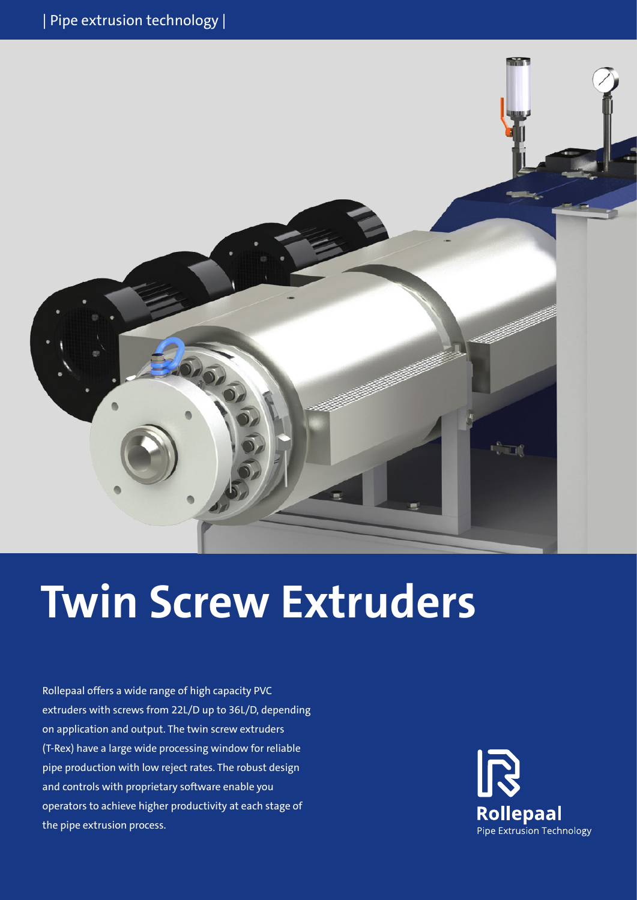| Pipe extrusion technology |

# Twin Screw Extruders

Rollepaal offers a wide range of high capacity PVC extruders with screws from 22L/D up to 36L/D, depending on application and output. The twin screw extruders (T-Rex) have a large wide processing window for reliable pipe production with low reject rates. The robust design and controls with proprietary software enable you operators to achieve higher productivity at each stage of the pipe extrusion process.

Rollepaal
Pipe Extrusion Technology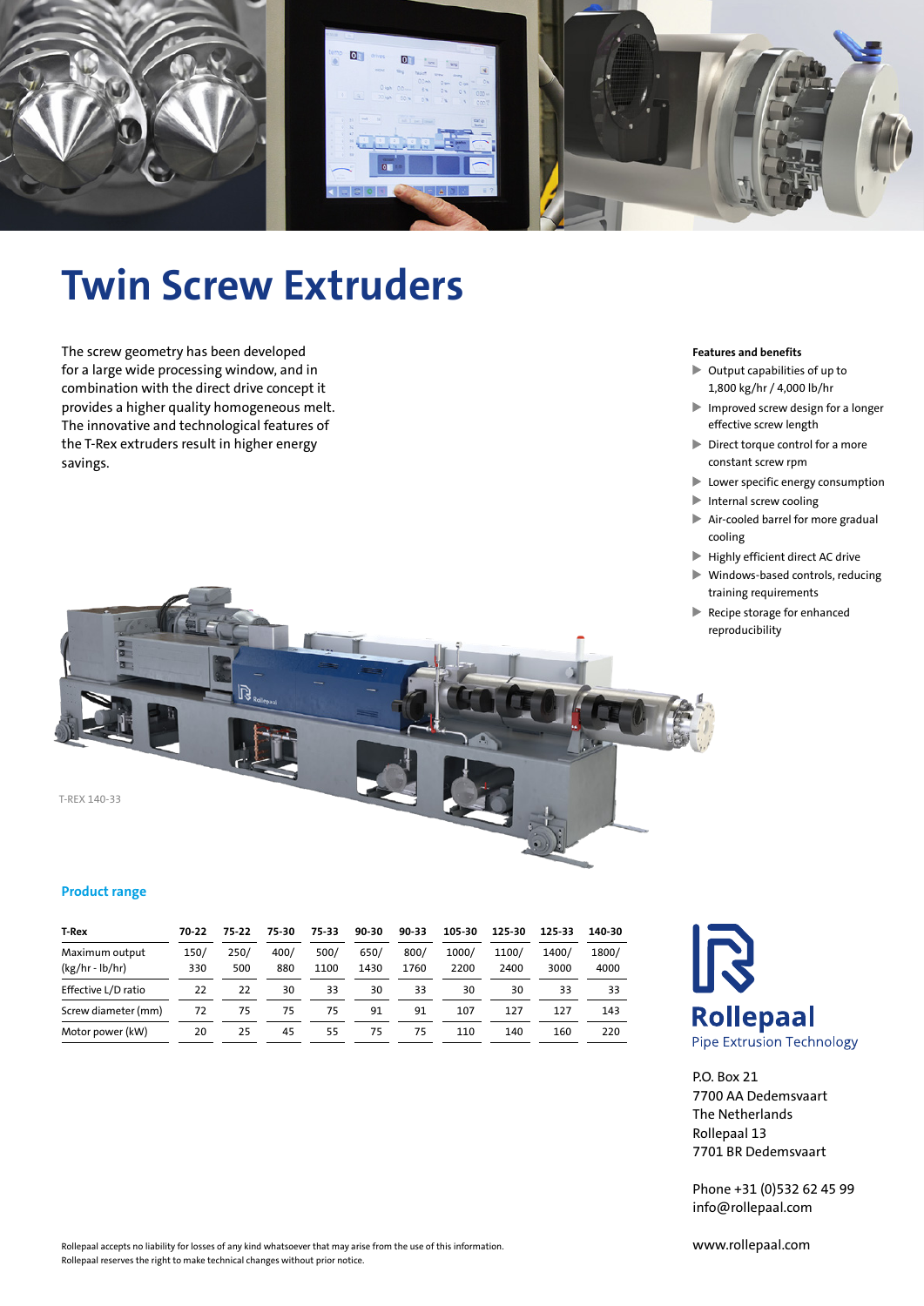# Twin Screw Extruders

The screw geometry has been developed for a large wide processing window, and in combination with the direct drive concept it provides a higher quality homogeneous melt. The innovative and technological features of the T-Rex extruders result in higher energy savings.

#### Features and benefits

- Output capabilities of up to 1,800 kg/hr / 4,000 lb/hr
- Improved screw design for a longer effective screw length
- Direct torque control for a more constant screw rpm
- Lower specific energy consumption
- Internal screw cooling
- Air-cooled barrel for more gradual cooling
- Highly efficient direct AC drive
- Windows-based controls, reducing training requirements
- Recipe storage for enhanced reproducibility

T-REX 140-33

## Product range

| T-Rex | 70-22 | 75-22 | 75-30 | 75-33 | 90-30 | 90-33 | 105-30 | 125-30 | 125-33 | 140-30 |
|---|---|---|---|---|---|---|---|---|---|---|
| Maximum output (kg/hr - lb/hr) | 150/ 330 | 250/ 500 | 400/ 880 | 500/ 1100 | 650/ 1430 | 800/ 1760 | 1000/ 2200 | 1100/ 2400 | 1400/ 3000 | 1800/ 4000 |
| Effective L/D ratio | 22 | 22 | 30 | 33 | 30 | 33 | 30 | 30 | 33 | 33 |
| Screw diameter (mm) | 72 | 75 | 75 | 75 | 91 | 91 | 107 | 127 | 127 | 143 |
| Motor power (kW) | 20 | 25 | 45 | 55 | 75 | 75 | 110 | 140 | 160 | 220 |

**Rollepaal**
Pipe Extrusion Technology

P.O. Box 21
7700 AA Dedemsvaart
The Netherlands
Rollepaal 13
7701 BR Dedemsvaart

Phone +31 (0)532 62 45 99
info@rollepaal.com

www.rollepaal.com

Rollepaal accepts no liability for losses of any kind whatsoever that may arise from the use of this information.
Rollepaal reserves the right to make technical changes without prior notice.